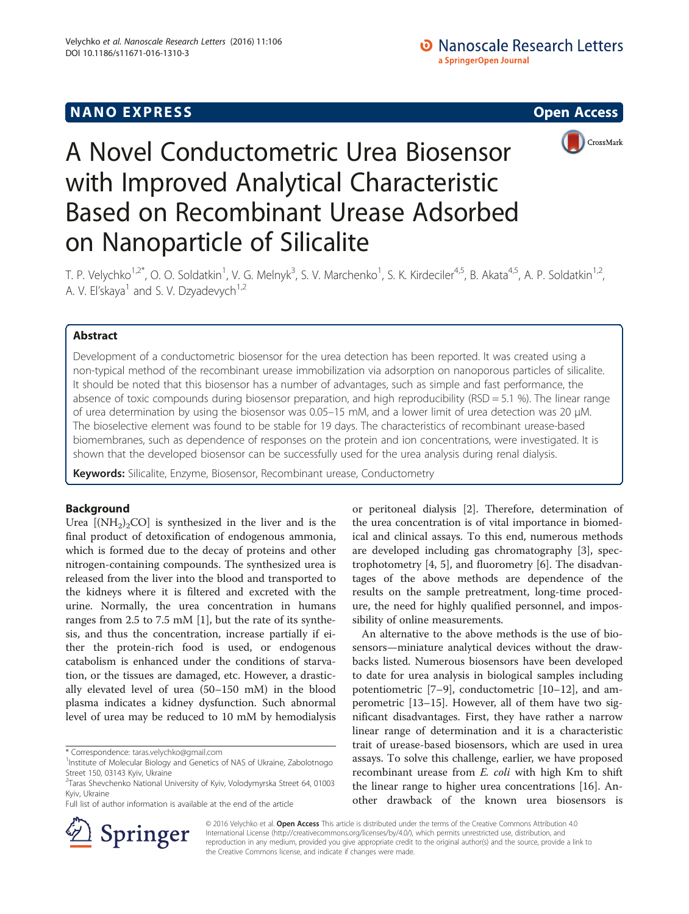NANO EXPRESS **Open Access**

# A Novel Conductometric Urea Biosensor with Improved Analytical Characteristic Based on Recombinant Urease Adsorbed on Nanoparticle of Silicalite

T. P. Velychko[1,2*], O. O. Soldatkin[1], V. G. Melnyk[3], S. V. Marchenko[1], S. K. Kirdeciler[4,5], B. Akata[4,5], A. P. Soldatkin[1,2], A. V. El'skaya[1] and S. V. Dzyadevych[1,2]

## Abstract

Development of a conductometric biosensor for the urea detection has been reported. It was created using a non-typical method of the recombinant urease immobilization via adsorption on nanoporous particles of silicalite. It should be noted that this biosensor has a number of advantages, such as simple and fast performance, the absence of toxic compounds during biosensor preparation, and high reproducibility (RSD = 5.1 %). The linear range of urea determination by using the biosensor was 0.05–15 mM, and a lower limit of urea detection was 20 μM. The bioselective element was found to be stable for 19 days. The characteristics of recombinant urease-based biomembranes, such as dependence of responses on the protein and ion concentrations, were investigated. It is shown that the developed biosensor can be successfully used for the urea analysis during renal dialysis.

**Keywords:** Silicalite, Enzyme, Biosensor, Recombinant urease, Conductometry

## Background

Urea $[(NH_2)_2CO]$ is synthesized in the liver and is the final product of detoxification of endogenous ammonia, which is formed due to the decay of proteins and other nitrogen-containing compounds. The synthesized urea is released from the liver into the blood and transported to the kidneys where it is filtered and excreted with the urine. Normally, the urea concentration in humans ranges from 2.5 to 7.5 mM [1], but the rate of its synthesis, and thus the concentration, increase partially if either the protein-rich food is used, or endogenous catabolism is enhanced under the conditions of starvation, or the tissues are damaged, etc. However, a drastically elevated level of urea (50–150 mM) in the blood plasma indicates a kidney dysfunction. Such abnormal level of urea may be reduced to 10 mM by hemodialysis or peritoneal dialysis [2]. Therefore, determination of the urea concentration is of vital importance in biomedical and clinical assays. To this end, numerous methods are developed including gas chromatography [3], spectrophotometry [4, 5], and fluorometry [6]. The disadvantages of the above methods are dependence of the results on the sample pretreatment, long-time procedure, the need for highly qualified personnel, and impossibility of online measurements.

An alternative to the above methods is the use of biosensors—miniature analytical devices without the drawbacks listed. Numerous biosensors have been developed to date for urea analysis in biological samples including potentiometric [7–9], conductometric [10–12], and amperometric [13–15]. However, all of them have two significant disadvantages. First, they have rather a narrow linear range of determination and it is a characteristic trait of urease-based biosensors, which are used in urea assays. To solve this challenge, earlier, we have proposed recombinant urease from *E. coli* with high Km to shift the linear range to higher urea concentrations [16]. Another drawback of the known urea biosensors is

\* Correspondence: taras.velychko@gmail.com
[1]Institute of Molecular Biology and Genetics of NAS of Ukraine, Zabolotnogo Street 150, 03143 Kyiv, Ukraine
[2]Taras Shevchenko National University of Kyiv, Volodymyrska Street 64, 01003 Kyiv, Ukraine
Full list of author information is available at the end of the article

© 2016 Velychko et al. **Open Access** This article is distributed under the terms of the Creative Commons Attribution 4.0 International License (http://creativecommons.org/licenses/by/4.0/), which permits unrestricted use, distribution, and reproduction in any medium, provided you give appropriate credit to the original author(s) and the source, provide a link to the Creative Commons license, and indicate if changes were made.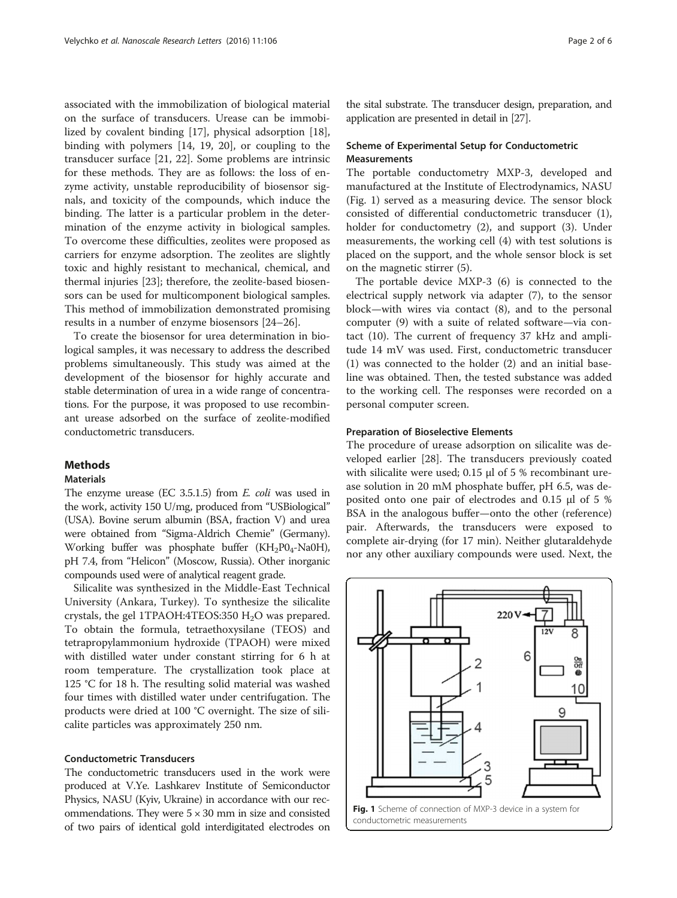associated with the immobilization of biological material on the surface of transducers. Urease can be immobilized by covalent binding [17], physical adsorption [18], binding with polymers [14, 19, 20], or coupling to the transducer surface [21, 22]. Some problems are intrinsic for these methods. They are as follows: the loss of enzyme activity, unstable reproducibility of biosensor signals, and toxicity of the compounds, which induce the binding. The latter is a particular problem in the determination of the enzyme activity in biological samples. To overcome these difficulties, zeolites were proposed as carriers for enzyme adsorption. The zeolites are slightly toxic and highly resistant to mechanical, chemical, and thermal injuries [23]; therefore, the zeolite-based biosensors can be used for multicomponent biological samples. This method of immobilization demonstrated promising results in a number of enzyme biosensors [24–26].

To create the biosensor for urea determination in biological samples, it was necessary to address the described problems simultaneously. This study was aimed at the development of the biosensor for highly accurate and stable determination of urea in a wide range of concentrations. For the purpose, it was proposed to use recombinant urease adsorbed on the surface of zeolite-modified conductometric transducers.

## Methods

### Materials

The enzyme urease (EC 3.5.1.5) from *E. coli* was used in the work, activity 150 U/mg, produced from "USBiological" (USA). Bovine serum albumin (BSA, fraction V) and urea were obtained from "Sigma-Aldrich Chemie" (Germany). Working buffer was phosphate buffer ($KH_2P0_4$-Na0H), pH 7.4, from "Helicon" (Moscow, Russia). Other inorganic compounds used were of analytical reagent grade.

Silicalite was synthesized in the Middle-East Technical University (Ankara, Turkey). To synthesize the silicalite crystals, the gel 1TPAOH:4TEOS:350 $H_2O$ was prepared. To obtain the formula, tetraethoxysilane (TEOS) and tetrapropylammonium hydroxide (TPAOH) were mixed with distilled water under constant stirring for 6 h at room temperature. The crystallization took place at 125 °C for 18 h. The resulting solid material was washed four times with distilled water under centrifugation. The products were dried at 100 °C overnight. The size of silicalite particles was approximately 250 nm.

### Conductometric Transducers

The conductometric transducers used in the work were produced at V.Ye. Lashkarev Institute of Semiconductor Physics, NASU (Kyiv, Ukraine) in accordance with our recommendations. They were 5 × 30 mm in size and consisted of two pairs of identical gold interdigitated electrodes on the sital substrate. The transducer design, preparation, and application are presented in detail in [27].

### Scheme of Experimental Setup for Conductometric Measurements

The portable conductometry MXP-3, developed and manufactured at the Institute of Electrodynamics, NASU (Fig. 1) served as a measuring device. The sensor block consisted of differential conductometric transducer (1), holder for conductometry (2), and support (3). Under measurements, the working cell (4) with test solutions is placed on the support, and the whole sensor block is set on the magnetic stirrer (5).

The portable device MXP-3 (6) is connected to the electrical supply network via adapter (7), to the sensor block—with wires via contact (8), and to the personal computer (9) with a suite of related software—via contact (10). The current of frequency 37 kHz and amplitude 14 mV was used. First, conductometric transducer (1) was connected to the holder (2) and an initial baseline was obtained. Then, the tested substance was added to the working cell. The responses were recorded on a personal computer screen.

### Preparation of Bioselective Elements

The procedure of urease adsorption on silicalite was developed earlier [28]. The transducers previously coated with silicalite were used; 0.15 μl of 5 % recombinant urease solution in 20 mM phosphate buffer, pH 6.5, was deposited onto one pair of electrodes and 0.15 μl of 5 % BSA in the analogous buffer—onto the other (reference) pair. Afterwards, the transducers were exposed to complete air-drying (for 17 min). Neither glutaraldehyde nor any other auxiliary compounds were used. Next, the

**Fig. 1** Scheme of connection of MXP-3 device in a system for conductometric measurements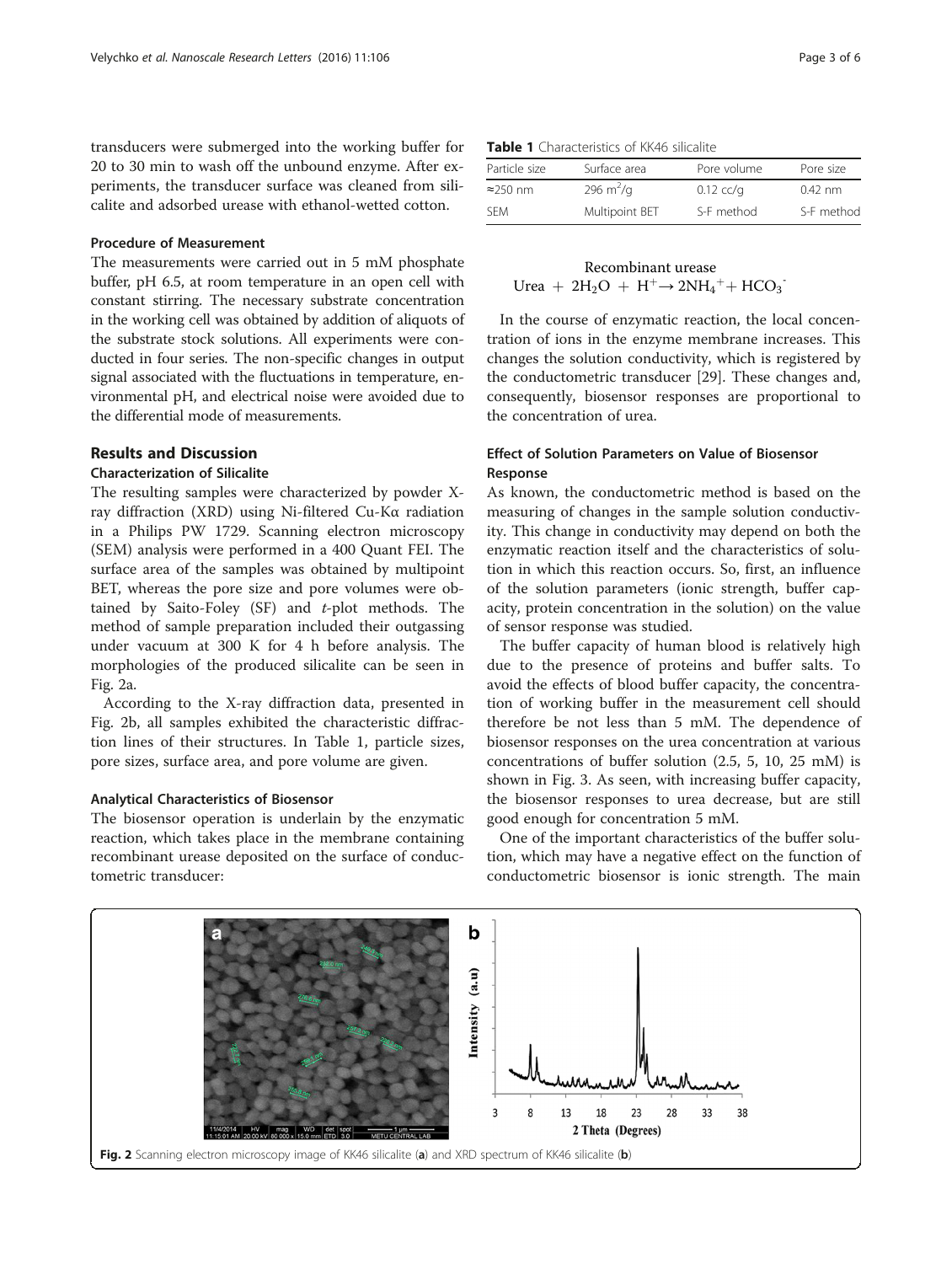transducers were submerged into the working buffer for 20 to 30 min to wash off the unbound enzyme. After experiments, the transducer surface was cleaned from silicalite and adsorbed urease with ethanol-wetted cotton.

### Procedure of Measurement

The measurements were carried out in 5 mM phosphate buffer, pH 6.5, at room temperature in an open cell with constant stirring. The necessary substrate concentration in the working cell was obtained by addition of aliquots of the substrate stock solutions. All experiments were conducted in four series. The non-specific changes in output signal associated with the fluctuations in temperature, environmental pH, and electrical noise were avoided due to the differential mode of measurements.

## Results and Discussion

### Characterization of Silicalite

The resulting samples were characterized by powder X-ray diffraction (XRD) using Ni-filtered Cu-Kα radiation in a Philips PW 1729. Scanning electron microscopy (SEM) analysis were performed in a 400 Quant FEI. The surface area of the samples was obtained by multipoint BET, whereas the pore size and pore volumes were obtained by Saito-Foley (SF) and *t*-plot methods. The method of sample preparation included their outgassing under vacuum at 300 K for 4 h before analysis. The morphologies of the produced silicalite can be seen in Fig. 2a.

According to the X-ray diffraction data, presented in Fig. 2b, all samples exhibited the characteristic diffraction lines of their structures. In Table 1, particle sizes, pore sizes, surface area, and pore volume are given.

### Analytical Characteristics of Biosensor

The biosensor operation is underlain by the enzymatic reaction, which takes place in the membrane containing recombinant urease deposited on the surface of conductometric transducer:

**Table 1** Characteristics of KK46 silicalite

| Particle size | Surface area | Pore volume | Pore size |
|---|---|---|---|
| ≈250 nm | 296 $m^2/g$ | 0.12 cc/g | 0.42 nm |
| SEM | Multipoint BET | S-F method | S-F method |

$$\text{Urea} + 2H_2O + H^+ \xrightarrow{\text{Recombinant urease}} 2NH_4^+ + HCO_3^-$$

In the course of enzymatic reaction, the local concentration of ions in the enzyme membrane increases. This changes the solution conductivity, which is registered by the conductometric transducer [29]. These changes and, consequently, biosensor responses are proportional to the concentration of urea.

### Effect of Solution Parameters on Value of Biosensor Response

As known, the conductometric method is based on the measuring of changes in the sample solution conductivity. This change in conductivity may depend on both the enzymatic reaction itself and the characteristics of solution in which this reaction occurs. So, first, an influence of the solution parameters (ionic strength, buffer capacity, protein concentration in the solution) on the value of sensor response was studied.

The buffer capacity of human blood is relatively high due to the presence of proteins and buffer salts. To avoid the effects of blood buffer capacity, the concentration of working buffer in the measurement cell should therefore be not less than 5 mM. The dependence of biosensor responses on the urea concentration at various concentrations of buffer solution (2.5, 5, 10, 25 mM) is shown in Fig. 3. As seen, with increasing buffer capacity, the biosensor responses to urea decrease, but are still good enough for concentration 5 mM.

One of the important characteristics of the buffer solution, which may have a negative effect on the function of conductometric biosensor is ionic strength. The main

**Fig. 2** Scanning electron microscopy image of KK46 silicalite (**a**) and XRD spectrum of KK46 silicalite (**b**)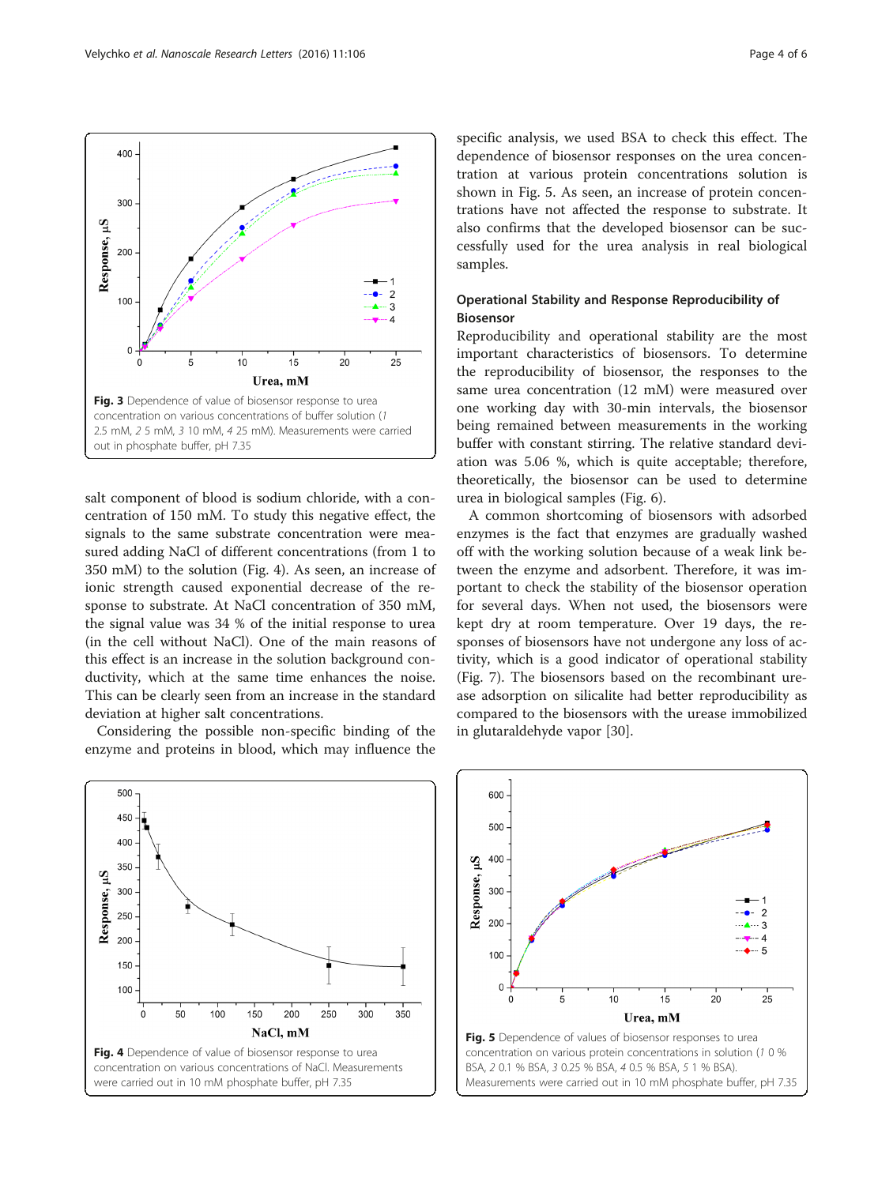**Fig. 3** Dependence of value of biosensor response to urea concentration on various concentrations of buffer solution (*1* 2.5 mM, *2* 5 mM, *3* 10 mM, *4* 25 mM). Measurements were carried out in phosphate buffer, pH 7.35

salt component of blood is sodium chloride, with a concentration of 150 mM. To study this negative effect, the signals to the same substrate concentration were measured adding NaCl of different concentrations (from 1 to 350 mM) to the solution (Fig. 4). As seen, an increase of ionic strength caused exponential decrease of the response to substrate. At NaCl concentration of 350 mM, the signal value was 34 % of the initial response to urea (in the cell without NaCl). One of the main reasons of this effect is an increase in the solution background conductivity, which at the same time enhances the noise. This can be clearly seen from an increase in the standard deviation at higher salt concentrations.

Considering the possible non-specific binding of the enzyme and proteins in blood, which may influence the specific analysis, we used BSA to check this effect. The dependence of biosensor responses on the urea concentration at various protein concentrations solution is shown in Fig. 5. As seen, an increase of protein concentrations have not affected the response to substrate. It also confirms that the developed biosensor can be successfully used for the urea analysis in real biological samples.

### Operational Stability and Response Reproducibility of Biosensor

Reproducibility and operational stability are the most important characteristics of biosensors. To determine the reproducibility of biosensor, the responses to the same urea concentration (12 mM) were measured over one working day with 30-min intervals, the biosensor being remained between measurements in the working buffer with constant stirring. The relative standard deviation was 5.06 %, which is quite acceptable; therefore, theoretically, the biosensor can be used to determine urea in biological samples (Fig. 6).

A common shortcoming of biosensors with adsorbed enzymes is the fact that enzymes are gradually washed off with the working solution because of a weak link between the enzyme and adsorbent. Therefore, it was important to check the stability of the biosensor operation for several days. When not used, the biosensors were kept dry at room temperature. Over 19 days, the responses of biosensors have not undergone any loss of activity, which is a good indicator of operational stability (Fig. 7). The biosensors based on the recombinant urease adsorption on silicalite had better reproducibility as compared to the biosensors with the urease immobilized in glutaraldehyde vapor [30].

**Fig. 4** Dependence of value of biosensor response to urea concentration on various concentrations of NaCl. Measurements were carried out in 10 mM phosphate buffer, pH 7.35

**Fig. 5** Dependence of values of biosensor responses to urea concentration on various protein concentrations in solution (*1* 0 % BSA, *2* 0.1 % BSA, *3* 0.25 % BSA, *4* 0.5 % BSA, *5* 1 % BSA). Measurements were carried out in 10 mM phosphate buffer, pH 7.35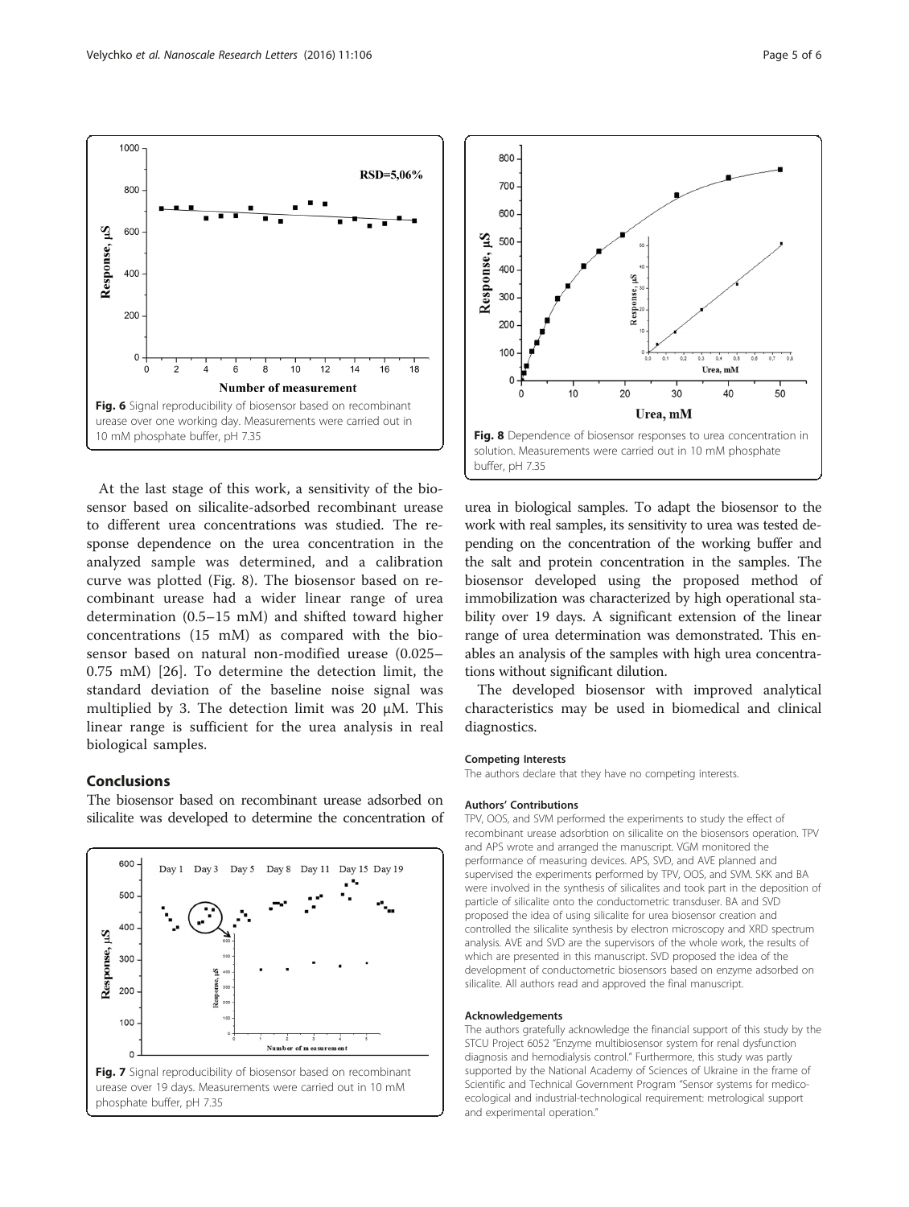Fig. 6 Signal reproducibility of biosensor based on recombinant urease over one working day. Measurements were carried out in 10 mM phosphate buffer, pH 7.35

At the last stage of this work, a sensitivity of the biosensor based on silicalite-adsorbed recombinant urease to different urea concentrations was studied. The response dependence on the urea concentration in the analyzed sample was determined, and a calibration curve was plotted (Fig. 8). The biosensor based on recombinant urease had a wider linear range of urea determination (0.5–15 mM) and shifted toward higher concentrations (15 mM) as compared with the biosensor based on natural non-modified urease (0.025–0.75 mM) [26]. To determine the detection limit, the standard deviation of the baseline noise signal was multiplied by 3. The detection limit was 20 μM. This linear range is sufficient for the urea analysis in real biological samples.

## Conclusions

The biosensor based on recombinant urease adsorbed on silicalite was developed to determine the concentration of urea in biological samples. To adapt the biosensor to the work with real samples, its sensitivity to urea was tested depending on the concentration of the working buffer and the salt and protein concentration in the samples. The biosensor developed using the proposed method of immobilization was characterized by high operational stability over 19 days. A significant extension of the linear range of urea determination was demonstrated. This enables an analysis of the samples with high urea concentrations without significant dilution.

The developed biosensor with improved analytical characteristics may be used in biomedical and clinical diagnostics.

Fig. 7 Signal reproducibility of biosensor based on recombinant urease over 19 days. Measurements were carried out in 10 mM phosphate buffer, pH 7.35

Fig. 8 Dependence of biosensor responses to urea concentration in solution. Measurements were carried out in 10 mM phosphate buffer, pH 7.35

#### Competing Interests

The authors declare that they have no competing interests.

#### Authors' Contributions

TPV, OOS, and SVM performed the experiments to study the effect of recombinant urease adsorbtion on silicalite on the biosensors operation. TPV and APS wrote and arranged the manuscript. VGM monitored the performance of measuring devices. APS, SVD, and AVE planned and supervised the experiments performed by TPV, OOS, and SVM. SKK and BA were involved in the synthesis of silicalites and took part in the deposition of particle of silicalite onto the conductometric transduser. BA and SVD proposed the idea of using silicalite for urea biosensor creation and controlled the silicalite synthesis by electron microscopy and XRD spectrum analysis. AVE and SVD are the supervisors of the whole work, the results of which are presented in this manuscript. SVD proposed the idea of the development of conductometric biosensors based on enzyme adsorbed on silicalite. All authors read and approved the final manuscript.

#### Acknowledgements

The authors gratefully acknowledge the financial support of this study by the STCU Project 6052 "Enzyme multibiosensor system for renal dysfunction diagnosis and hemodialysis control." Furthermore, this study was partly supported by the National Academy of Sciences of Ukraine in the frame of Scientific and Technical Government Program "Sensor systems for medico-ecological and industrial-technological requirement: metrological support and experimental operation."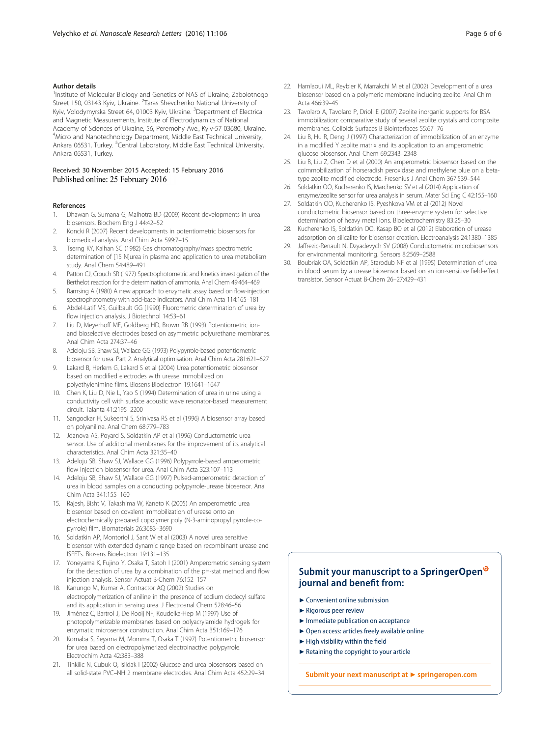#### Author details

[1]Institute of Molecular Biology and Genetics of NAS of Ukraine, Zabolotnogo Street 150, 03143 Kyiv, Ukraine. [2]Taras Shevchenko National University of Kyiv, Volodymyrska Street 64, 01003 Kyiv, Ukraine. [3]Department of Electrical and Magnetic Measurements, Institute of Electrodynamics of National Academy of Sciences of Ukraine, 56, Peremohy Ave., Kyiv-57 03680, Ukraine. [4]Micro and Nanotechnology Department, Middle East Technical University, Ankara 06531, Turkey. [5]Central Laboratory, Middle East Technical University, Ankara 06531, Turkey.

Received: 30 November 2015 Accepted: 15 February 2016
Published online: 25 February 2016

#### References

1. Dhawan G, Sumana G, Malhotra BD (2009) Recent developments in urea biosensors. Biochem Eng J 44:42–52
2. Koncki R (2007) Recent developments in potentiometric biosensors for biomedical analysis. Anal Chim Acta 599:7–15
3. Tserng KY, Kalhan SC (1982) Gas chromatography/mass spectrometric determination of [15 N]urea in plasma and application to urea metabolism study. Anal Chem 54:489–491
4. Patton CJ, Crouch SR (1977) Spectrophotometric and kinetics investigation of the Berthelot reaction for the determination of ammonia. Anal Chem 49:464–469
5. Ramsing A (1980) A new approach to enzymatic assay based on flow-injection spectrophotometry with acid-base indicators. Anal Chim Acta 114:165–181
6. Abdel-Latif MS, Guilbault GG (1990) Fluorometric determination of urea by flow injection analysis. J Biotechnol 14:53–61
7. Liu D, Meyerhoff ME, Goldberg HD, Brown RB (1993) Potentiometric ion- and bioselective electrodes based on asymmetric polyurethane membranes. Anal Chim Acta 274:37–46
8. Adeloju SB, Shaw SJ, Wallace GG (1993) Polypyrrole-based potentiometric biosensor for urea. Part 2. Analytical optimisation. Anal Chim Acta 281:621–627
9. Lakard B, Herlem G, Lakard S et al (2004) Urea potentiometric biosensor based on modified electrodes with urease immobilized on polyethylenimine films. Biosens Bioelectron 19:1641–1647
10. Chen K, Liu D, Nie L, Yao S (1994) Determination of urea in urine using a conductivity cell with surface acoustic wave resonator-based measurement circuit. Talanta 41:2195–2200
11. Sangodkar H, Sukeerthi S, Srinivasa RS et al (1996) A biosensor array based on polyaniline. Anal Chem 68:779–783
12. Jdanova AS, Poyard S, Soldatkin AP et al (1996) Conductometric urea sensor. Use of additional membranes for the improvement of its analytical characteristics. Anal Chim Acta 321:35–40
13. Adeloju SB, Shaw SJ, Wallace GG (1996) Polypyrrole-based amperometric flow injection biosensor for urea. Anal Chim Acta 323:107–113
14. Adeloju SB, Shaw SJ, Wallace GG (1997) Pulsed-amperometric detection of urea in blood samples on a conducting polypyrrole-urease biosensor. Anal Chim Acta 341:155–160
15. Rajesh, Bisht V, Takashima W, Kaneto K (2005) An amperometric urea biosensor based on covalent immobilization of urease onto an electrochemically prepared copolymer poly (N-3-aminopropyl pyrrole-co-pyrrole) film. Biomaterials 26:3683–3690
16. Soldatkin AP, Montoriol J, Sant W et al (2003) A novel urea sensitive biosensor with extended dynamic range based on recombinant urease and ISFETs. Biosens Bioelectron 19:131–135
17. Yoneyama K, Fujino Y, Osaka T, Satoh I (2001) Amperometric sensing system for the detection of urea by a combination of the pH-stat method and flow injection analysis. Sensor Actuat B-Chem 76:152–157
18. Kanungo M, Kumar A, Contractor AQ (2002) Studies on electropolymerization of aniline in the presence of sodium dodecyl sulfate and its application in sensing urea. J Electroanal Chem 528:46–56
19. Jiménez C, Bartrol J, De Rooij NF, Koudelka-Hep M (1997) Use of photopolymerizable membranes based on polyacrylamide hydrogels for enzymatic microsensor construction. Anal Chim Acta 351:169–176
20. Komaba S, Seyama M, Momma T, Osaka T (1997) Potentiometric biosensor for urea based on electropolymerized electroinactive polypyrrole. Electrochim Acta 42:383–388
21. Tinkilic N, Cubuk O, Isildak I (2002) Glucose and urea biosensors based on all solid-state PVC–NH 2 membrane electrodes. Anal Chim Acta 452:29–34
22. Hamlaoui ML, Reybier K, Marrakchi M et al (2002) Development of a urea biosensor based on a polymeric membrane including zeolite. Anal Chim Acta 466:39–45
23. Tavolaro A, Tavolaro P, Drioli E (2007) Zeolite inorganic supports for BSA immobilization: comparative study of several zeolite crystals and composite membranes. Colloids Surfaces B Biointerfaces 55:67–76
24. Liu B, Hu R, Deng J (1997) Characterization of immobilization of an enzyme in a modified Y zeolite matrix and its application to an amperometric glucose biosensor. Anal Chem 69:2343–2348
25. Liu B, Liu Z, Chen D et al (2000) An amperometric biosensor based on the coimmobilization of horseradish peroxidase and methylene blue on a beta-type zeolite modified electrode. Fresenius J Anal Chem 367:539–544
26. Soldatkin OO, Kucherenko IS, Marchenko SV et al (2014) Application of enzyme/zeolite sensor for urea analysis in serum. Mater Sci Eng C 42:155–160
27. Soldatkin OO, Kucherenko IS, Pyeshkova VM et al (2012) Novel conductometric biosensor based on three-enzyme system for selective determination of heavy metal ions. Bioelectrochemistry 83:25–30
28. Kucherenko IS, Soldatkin OO, Kasap BO et al (2012) Elaboration of urease adsorption on silicalite for biosensor creation. Electroanalysis 24:1380–1385
29. Jaffrezic-Renault N, Dzyadevych SV (2008) Conductometric microbiosensors for environmental monitoring. Sensors 8:2569–2588
30. Boubriak OA, Soldatkin AP, Starodub NF et al (1995) Determination of urea in blood serum by a urease biosensor based on an ion-sensitive field-effect transistor. Sensor Actuat B-Chem 26–27:429–431

**Submit your manuscript to a SpringerOpen journal and benefit from:**

- ► Convenient online submission
- ► Rigorous peer review
- ► Immediate publication on acceptance
- ► Open access: articles freely available online
- ► High visibility within the field
- ► Retaining the copyright to your article

**Submit your next manuscript at ► springeropen.com**